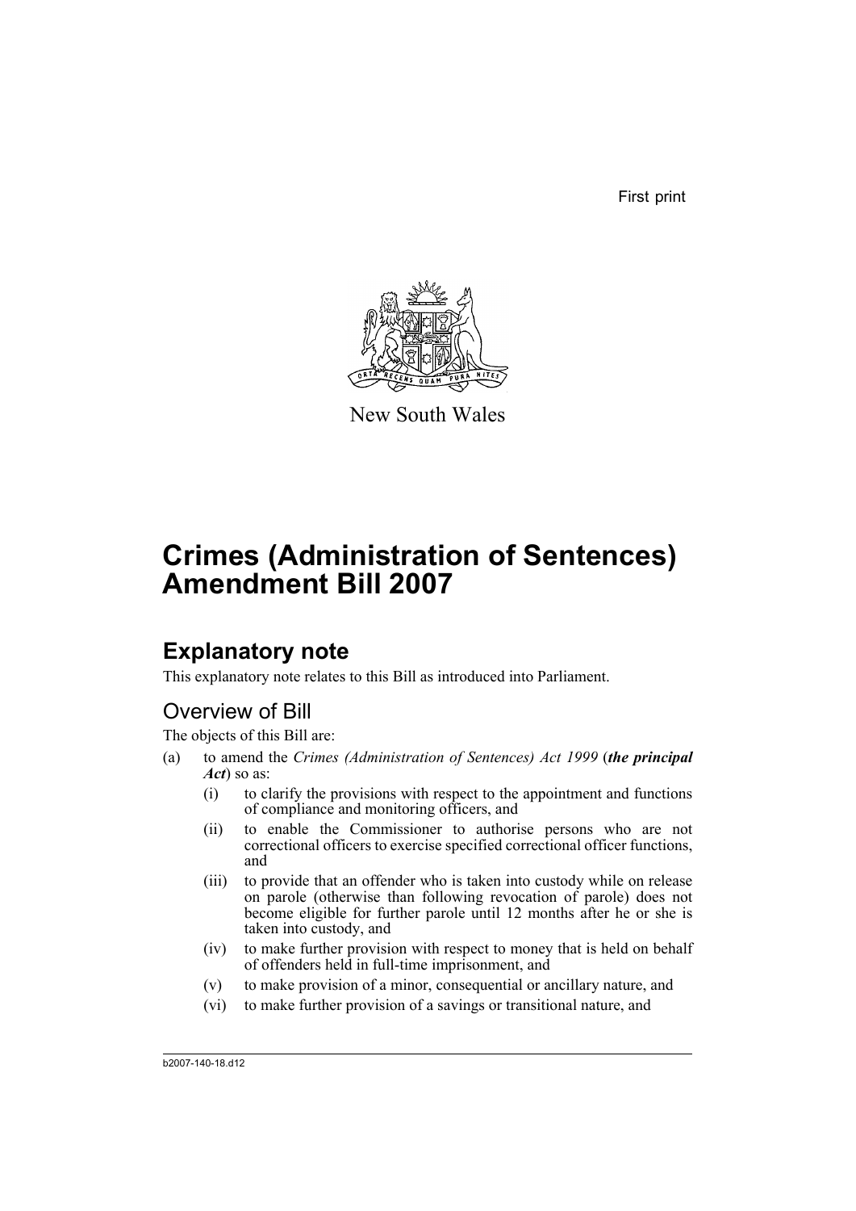First print

New South Wales

# Crimes (Administration of Sentences) Amendment Bill 2007

## Explanatory note

This explanatory note relates to this Bill as introduced into Parliament.

### Overview of Bill

The objects of this Bill are:

(a) to amend the *Crimes (Administration of Sentences) Act 1999* (***the principal Act***) so as:

- (i) to clarify the provisions with respect to the appointment and functions of compliance and monitoring officers, and
- (ii) to enable the Commissioner to authorise persons who are not correctional officers to exercise specified correctional officer functions, and
- (iii) to provide that an offender who is taken into custody while on release on parole (otherwise than following revocation of parole) does not become eligible for further parole until 12 months after he or she is taken into custody, and
- (iv) to make further provision with respect to money that is held on behalf of offenders held in full-time imprisonment, and
- (v) to make provision of a minor, consequential or ancillary nature, and
- (vi) to make further provision of a savings or transitional nature, and

b2007-140-18.d12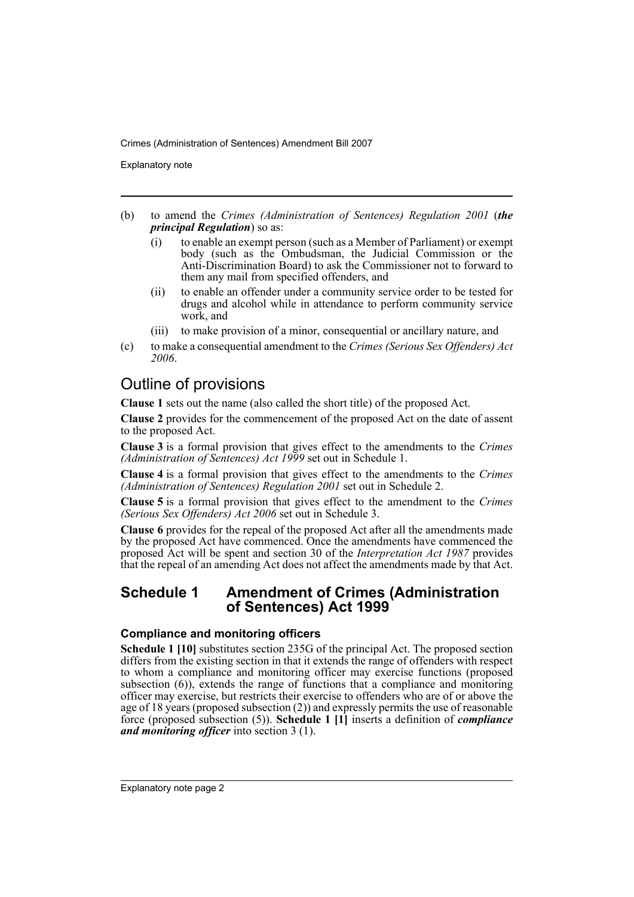(b) to amend the *Crimes (Administration of Sentences) Regulation 2001* (***the principal Regulation***) so as:

   (i) to enable an exempt person (such as a Member of Parliament) or exempt body (such as the Ombudsman, the Judicial Commission or the Anti-Discrimination Board) to ask the Commissioner not to forward to them any mail from specified offenders, and

   (ii) to enable an offender under a community service order to be tested for drugs and alcohol while in attendance to perform community service work, and

   (iii) to make provision of a minor, consequential or ancillary nature, and

(c) to make a consequential amendment to the *Crimes (Serious Sex Offenders) Act 2006*.

## Outline of provisions

**Clause 1** sets out the name (also called the short title) of the proposed Act.

**Clause 2** provides for the commencement of the proposed Act on the date of assent to the proposed Act.

**Clause 3** is a formal provision that gives effect to the amendments to the *Crimes (Administration of Sentences) Act 1999* set out in Schedule 1.

**Clause 4** is a formal provision that gives effect to the amendments to the *Crimes (Administration of Sentences) Regulation 2001* set out in Schedule 2.

**Clause 5** is a formal provision that gives effect to the amendment to the *Crimes (Serious Sex Offenders) Act 2006* set out in Schedule 3.

**Clause 6** provides for the repeal of the proposed Act after all the amendments made by the proposed Act have commenced. Once the amendments have commenced the proposed Act will be spent and section 30 of the *Interpretation Act 1987* provides that the repeal of an amending Act does not affect the amendments made by that Act.

## Schedule 1 Amendment of Crimes (Administration of Sentences) Act 1999

### Compliance and monitoring officers

**Schedule 1 [10]** substitutes section 235G of the principal Act. The proposed section differs from the existing section in that it extends the range of offenders with respect to whom a compliance and monitoring officer may exercise functions (proposed subsection (6)), extends the range of functions that a compliance and monitoring officer may exercise, but restricts their exercise to offenders who are of or above the age of 18 years (proposed subsection (2)) and expressly permits the use of reasonable force (proposed subsection (5)). **Schedule 1 [1]** inserts a definition of ***compliance and monitoring officer*** into section 3 (1).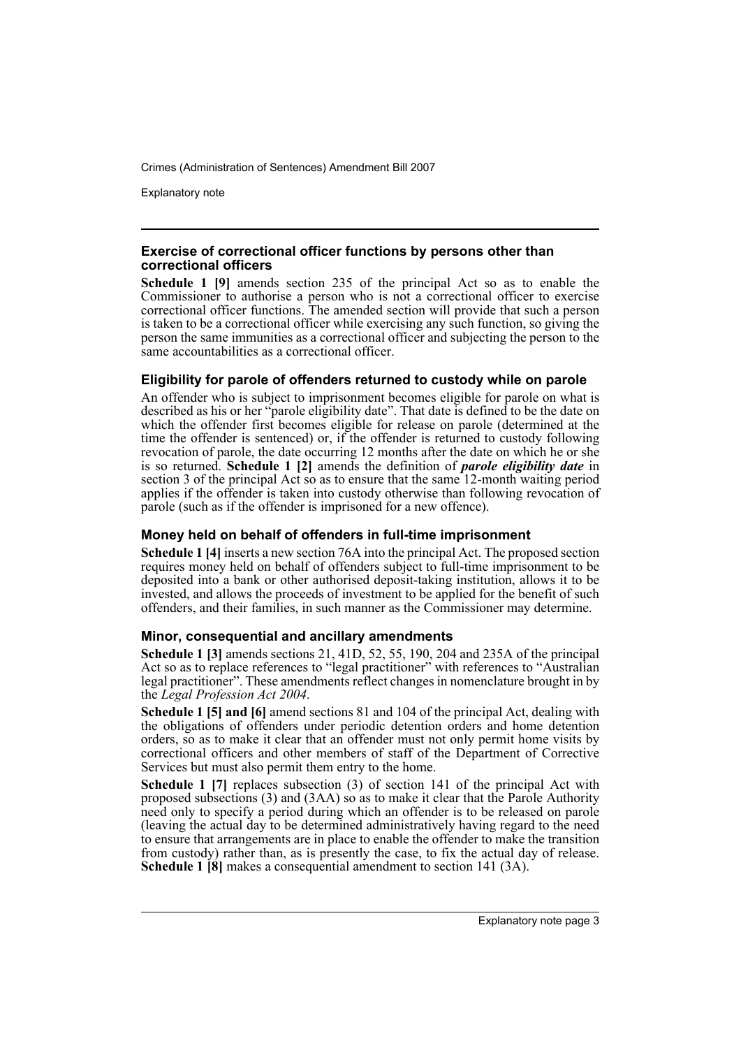### Exercise of correctional officer functions by persons other than correctional officers

**Schedule 1 [9]** amends section 235 of the principal Act so as to enable the Commissioner to authorise a person who is not a correctional officer to exercise correctional officer functions. The amended section will provide that such a person is taken to be a correctional officer while exercising any such function, so giving the person the same immunities as a correctional officer and subjecting the person to the same accountabilities as a correctional officer.

### Eligibility for parole of offenders returned to custody while on parole

An offender who is subject to imprisonment becomes eligible for parole on what is described as his or her "parole eligibility date". That date is defined to be the date on which the offender first becomes eligible for release on parole (determined at the time the offender is sentenced) or, if the offender is returned to custody following revocation of parole, the date occurring 12 months after the date on which he or she is so returned. **Schedule 1 [2]** amends the definition of ***parole eligibility date*** in section 3 of the principal Act so as to ensure that the same 12-month waiting period applies if the offender is taken into custody otherwise than following revocation of parole (such as if the offender is imprisoned for a new offence).

### Money held on behalf of offenders in full-time imprisonment

**Schedule 1 [4]** inserts a new section 76A into the principal Act. The proposed section requires money held on behalf of offenders subject to full-time imprisonment to be deposited into a bank or other authorised deposit-taking institution, allows it to be invested, and allows the proceeds of investment to be applied for the benefit of such offenders, and their families, in such manner as the Commissioner may determine.

### Minor, consequential and ancillary amendments

**Schedule 1 [3]** amends sections 21, 41D, 52, 55, 190, 204 and 235A of the principal Act so as to replace references to "legal practitioner" with references to "Australian legal practitioner". These amendments reflect changes in nomenclature brought in by the *Legal Profession Act 2004*.

**Schedule 1 [5] and [6]** amend sections 81 and 104 of the principal Act, dealing with the obligations of offenders under periodic detention orders and home detention orders, so as to make it clear that an offender must not only permit home visits by correctional officers and other members of staff of the Department of Corrective Services but must also permit them entry to the home.

**Schedule 1 [7]** replaces subsection (3) of section 141 of the principal Act with proposed subsections (3) and (3AA) so as to make it clear that the Parole Authority need only to specify a period during which an offender is to be released on parole (leaving the actual day to be determined administratively having regard to the need to ensure that arrangements are in place to enable the offender to make the transition from custody) rather than, as is presently the case, to fix the actual day of release. **Schedule 1 [8]** makes a consequential amendment to section 141 (3A).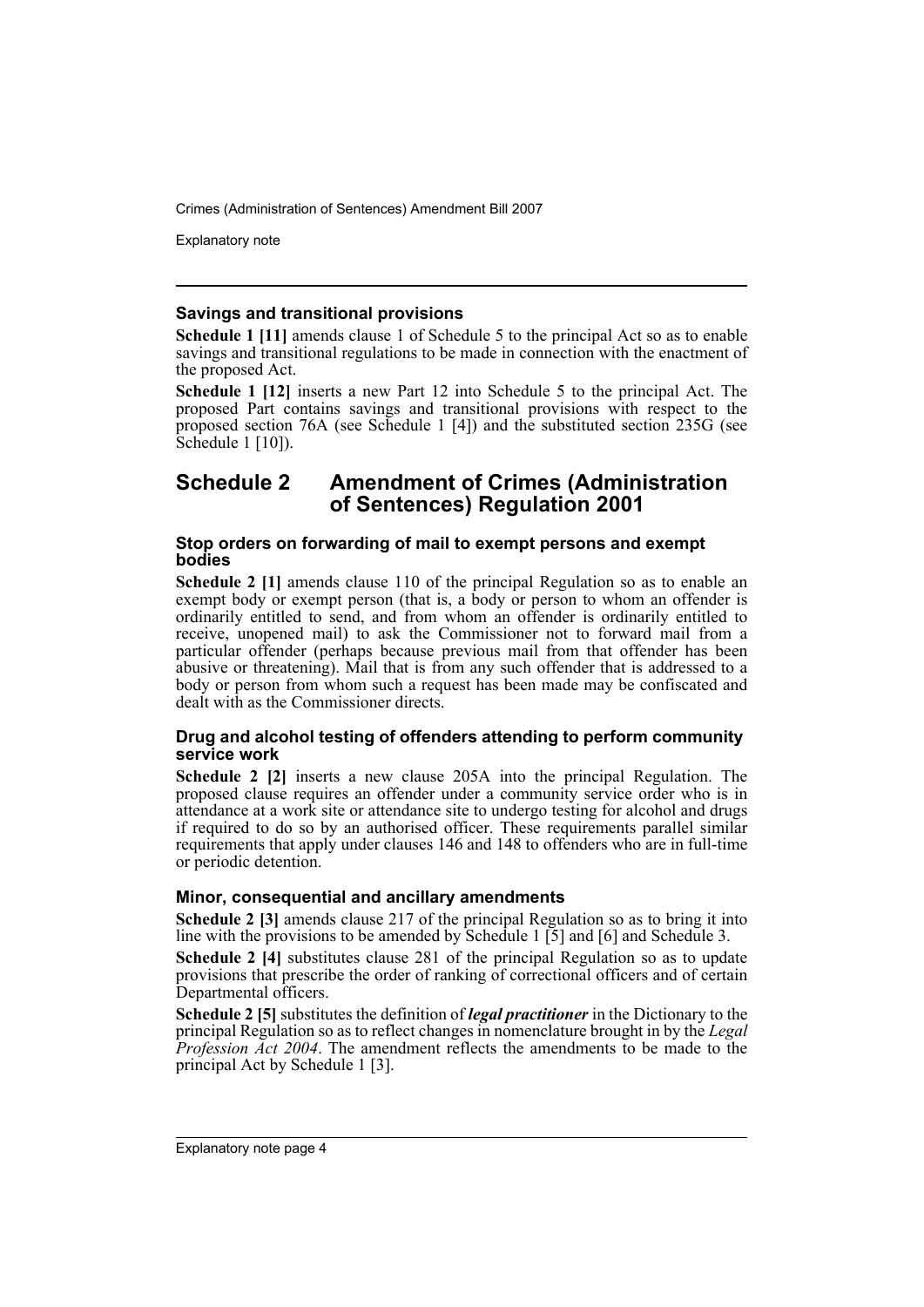### Savings and transitional provisions

**Schedule 1 [11]** amends clause 1 of Schedule 5 to the principal Act so as to enable savings and transitional regulations to be made in connection with the enactment of the proposed Act.

**Schedule 1 [12]** inserts a new Part 12 into Schedule 5 to the principal Act. The proposed Part contains savings and transitional provisions with respect to the proposed section 76A (see Schedule 1 [4]) and the substituted section 235G (see Schedule 1 [10]).

## Schedule 2 Amendment of Crimes (Administration of Sentences) Regulation 2001

### Stop orders on forwarding of mail to exempt persons and exempt bodies

**Schedule 2 [1]** amends clause 110 of the principal Regulation so as to enable an exempt body or exempt person (that is, a body or person to whom an offender is ordinarily entitled to send, and from whom an offender is ordinarily entitled to receive, unopened mail) to ask the Commissioner not to forward mail from a particular offender (perhaps because previous mail from that offender has been abusive or threatening). Mail that is from any such offender that is addressed to a body or person from whom such a request has been made may be confiscated and dealt with as the Commissioner directs.

### Drug and alcohol testing of offenders attending to perform community service work

**Schedule 2 [2]** inserts a new clause 205A into the principal Regulation. The proposed clause requires an offender under a community service order who is in attendance at a work site or attendance site to undergo testing for alcohol and drugs if required to do so by an authorised officer. These requirements parallel similar requirements that apply under clauses 146 and 148 to offenders who are in full-time or periodic detention.

### Minor, consequential and ancillary amendments

**Schedule 2 [3]** amends clause 217 of the principal Regulation so as to bring it into line with the provisions to be amended by Schedule 1 [5] and [6] and Schedule 3.

**Schedule 2 [4]** substitutes clause 281 of the principal Regulation so as to update provisions that prescribe the order of ranking of correctional officers and of certain Departmental officers.

**Schedule 2 [5]** substitutes the definition of ***legal practitioner*** in the Dictionary to the principal Regulation so as to reflect changes in nomenclature brought in by the *Legal Profession Act 2004*. The amendment reflects the amendments to be made to the principal Act by Schedule 1 [3].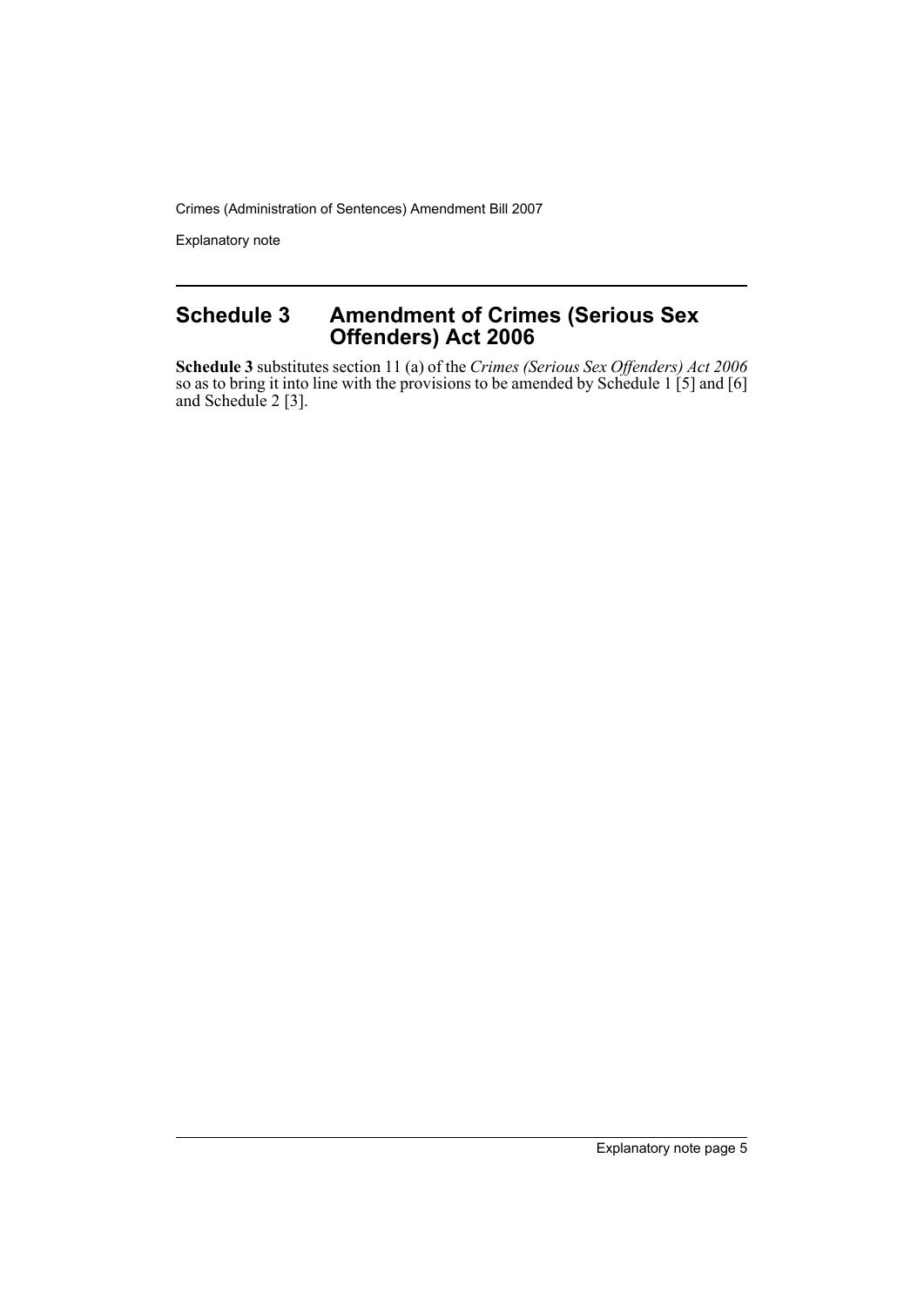## Schedule 3 Amendment of Crimes (Serious Sex Offenders) Act 2006

**Schedule 3** substitutes section 11 (a) of the *Crimes (Serious Sex Offenders) Act 2006* so as to bring it into line with the provisions to be amended by Schedule 1 [5] and [6] and Schedule 2 [3].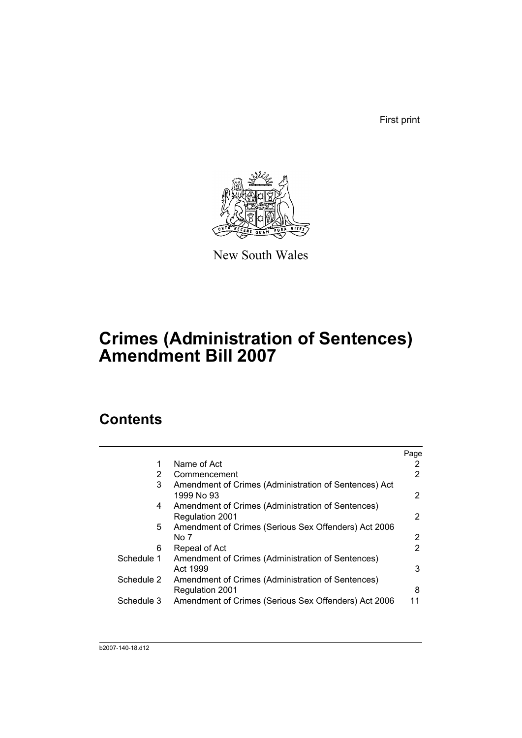First print

New South Wales

# Crimes (Administration of Sentences) Amendment Bill 2007

## Contents

| | | Page |
|---|---|---|
| 1 | Name of Act | 2 |
| 2 | Commencement | 2 |
| 3 | Amendment of Crimes (Administration of Sentences) Act 1999 No 93 | 2 |
| 4 | Amendment of Crimes (Administration of Sentences) Regulation 2001 | 2 |
| 5 | Amendment of Crimes (Serious Sex Offenders) Act 2006 No 7 | 2 |
| 6 | Repeal of Act | 2 |
| Schedule 1 | Amendment of Crimes (Administration of Sentences) Act 1999 | 3 |
| Schedule 2 | Amendment of Crimes (Administration of Sentences) Regulation 2001 | 8 |
| Schedule 3 | Amendment of Crimes (Serious Sex Offenders) Act 2006 | 11 |

b2007-140-18.d12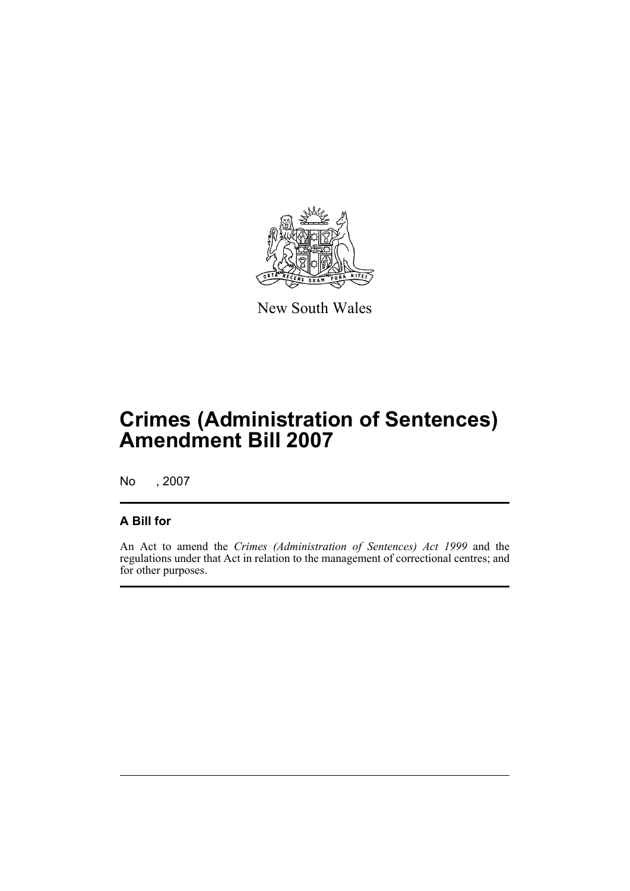New South Wales

# Crimes (Administration of Sentences) Amendment Bill 2007

No , 2007

## A Bill for

An Act to amend the *Crimes (Administration of Sentences) Act 1999* and the regulations under that Act in relation to the management of correctional centres; and for other purposes.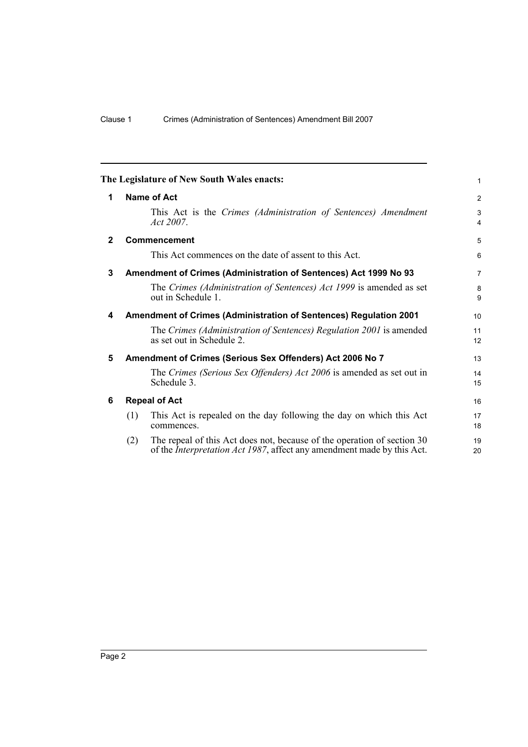**The Legislature of New South Wales enacts:**

## 1 Name of Act

This Act is the *Crimes (Administration of Sentences) Amendment Act 2007*.

## 2 Commencement

This Act commences on the date of assent to this Act.

## 3 Amendment of Crimes (Administration of Sentences) Act 1999 No 93

The *Crimes (Administration of Sentences) Act 1999* is amended as set out in Schedule 1.

## 4 Amendment of Crimes (Administration of Sentences) Regulation 2001

The *Crimes (Administration of Sentences) Regulation 2001* is amended as set out in Schedule 2.

## 5 Amendment of Crimes (Serious Sex Offenders) Act 2006 No 7

The *Crimes (Serious Sex Offenders) Act 2006* is amended as set out in Schedule 3.

## 6 Repeal of Act

(1) This Act is repealed on the day following the day on which this Act commences.

(2) The repeal of this Act does not, because of the operation of section 30 of the *Interpretation Act 1987*, affect any amendment made by this Act.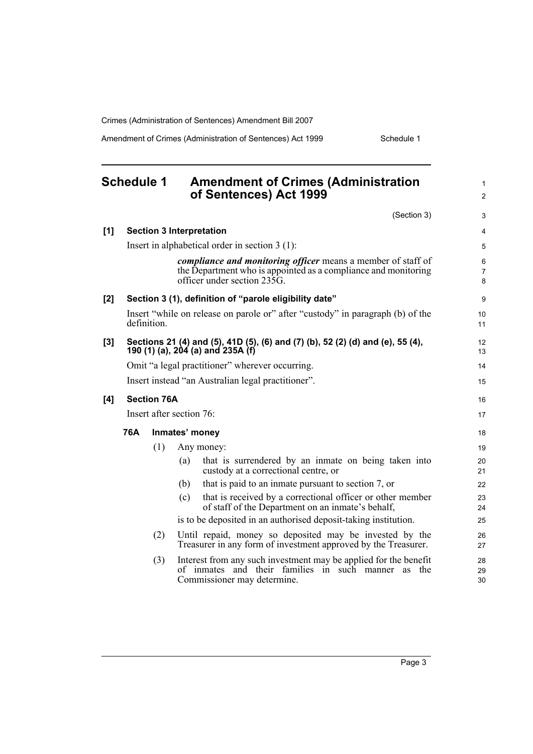# Schedule 1 Amendment of Crimes (Administration of Sentences) Act 1999

(Section 3)

**[1] Section 3 Interpretation**

Insert in alphabetical order in section 3 (1):

> ***compliance and monitoring officer*** means a member of staff of the Department who is appointed as a compliance and monitoring officer under section 235G.

**[2] Section 3 (1), definition of "parole eligibility date"**

Insert "while on release on parole or" after "custody" in paragraph (b) of the definition.

**[3] Sections 21 (4) and (5), 41D (5), (6) and (7) (b), 52 (2) (d) and (e), 55 (4), 190 (1) (a), 204 (a) and 235A (f)**

Omit "a legal practitioner" wherever occurring.

Insert instead "an Australian legal practitioner".

**[4] Section 76A**

Insert after section 76:

**76A Inmates' money**

(1) Any money:

- (a) that is surrendered by an inmate on being taken into custody at a correctional centre, or
- (b) that is paid to an inmate pursuant to section 7, or
- (c) that is received by a correctional officer or other member of staff of the Department on an inmate's behalf,

is to be deposited in an authorised deposit-taking institution.

(2) Until repaid, money so deposited may be invested by the Treasurer in any form of investment approved by the Treasurer.

(3) Interest from any such investment may be applied for the benefit of inmates and their families in such manner as the Commissioner may determine.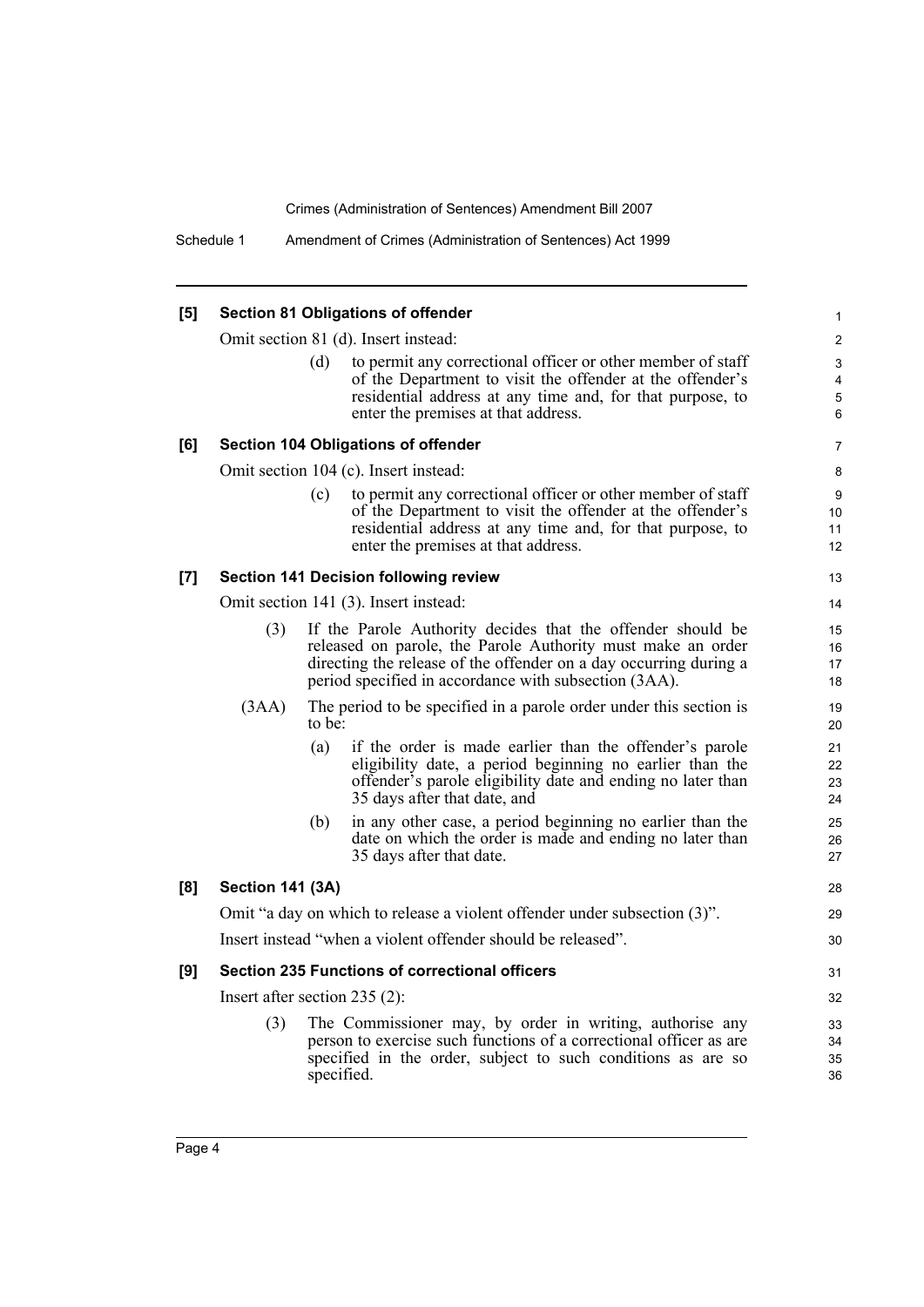**[5] Section 81 Obligations of offender**

Omit section 81 (d). Insert instead:

> (d) to permit any correctional officer or other member of staff of the Department to visit the offender at the offender's residential address at any time and, for that purpose, to enter the premises at that address.

**[6] Section 104 Obligations of offender**

Omit section 104 (c). Insert instead:

> (c) to permit any correctional officer or other member of staff of the Department to visit the offender at the offender's residential address at any time and, for that purpose, to enter the premises at that address.

**[7] Section 141 Decision following review**

Omit section 141 (3). Insert instead:

> (3) If the Parole Authority decides that the offender should be released on parole, the Parole Authority must make an order directing the release of the offender on a day occurring during a period specified in accordance with subsection (3AA).
>
> (3AA) The period to be specified in a parole order under this section is to be:
>
> (a) if the order is made earlier than the offender's parole eligibility date, a period beginning no earlier than the offender's parole eligibility date and ending no later than 35 days after that date, and
>
> (b) in any other case, a period beginning no earlier than the date on which the order is made and ending no later than 35 days after that date.

**[8] Section 141 (3A)**

Omit "a day on which to release a violent offender under subsection (3)".

Insert instead "when a violent offender should be released".

**[9] Section 235 Functions of correctional officers**

Insert after section 235 (2):

> (3) The Commissioner may, by order in writing, authorise any person to exercise such functions of a correctional officer as are specified in the order, subject to such conditions as are so specified.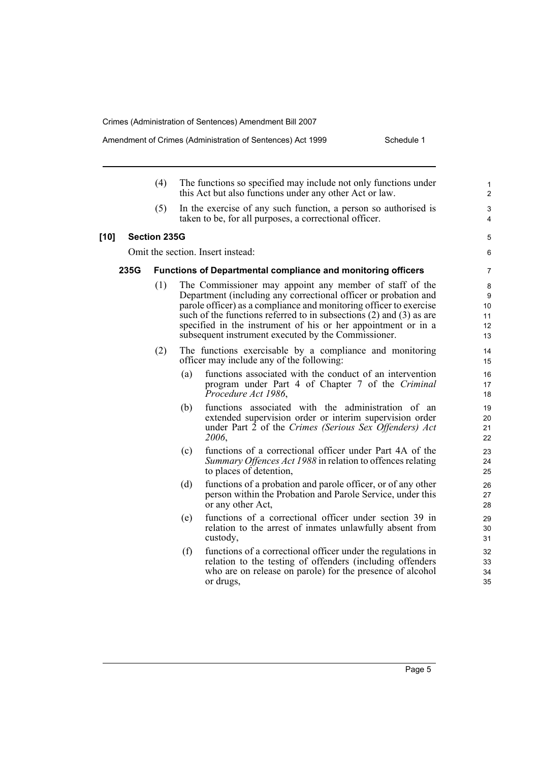(4) The functions so specified may include not only functions under this Act but also functions under any other Act or law.

(5) In the exercise of any such function, a person so authorised is taken to be, for all purposes, a correctional officer.

**[10] Section 235G**

Omit the section. Insert instead:

**235G Functions of Departmental compliance and monitoring officers**

(1) The Commissioner may appoint any member of staff of the Department (including any correctional officer or probation and parole officer) as a compliance and monitoring officer to exercise such of the functions referred to in subsections (2) and (3) as are specified in the instrument of his or her appointment or in a subsequent instrument executed by the Commissioner.

(2) The functions exercisable by a compliance and monitoring officer may include any of the following:

(a) functions associated with the conduct of an intervention program under Part 4 of Chapter 7 of the *Criminal Procedure Act 1986*,

(b) functions associated with the administration of an extended supervision order or interim supervision order under Part 2 of the *Crimes (Serious Sex Offenders) Act 2006*,

(c) functions of a correctional officer under Part 4A of the *Summary Offences Act 1988* in relation to offences relating to places of detention,

(d) functions of a probation and parole officer, or of any other person within the Probation and Parole Service, under this or any other Act,

(e) functions of a correctional officer under section 39 in relation to the arrest of inmates unlawfully absent from custody,

(f) functions of a correctional officer under the regulations in relation to the testing of offenders (including offenders who are on release on parole) for the presence of alcohol or drugs,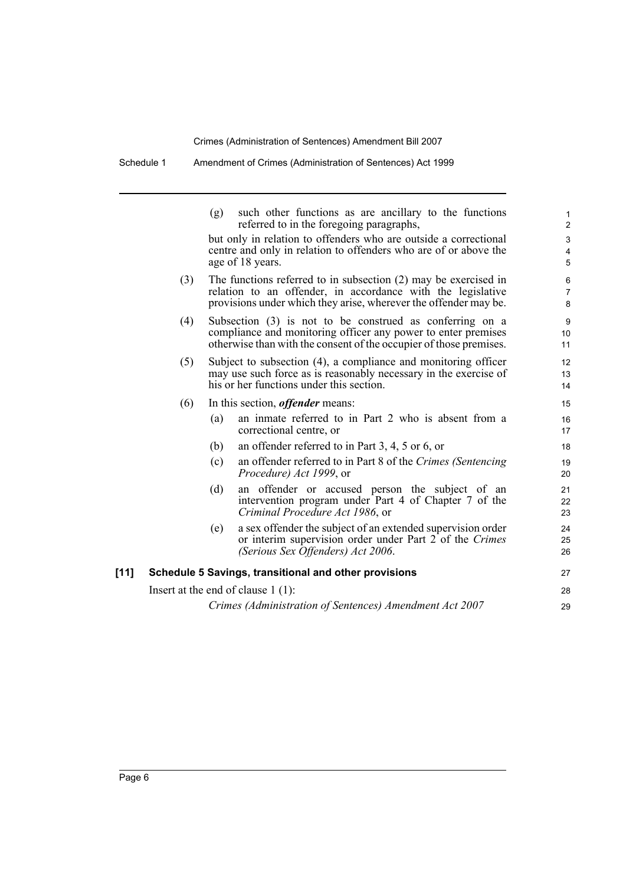(g) such other functions as are ancillary to the functions referred to in the foregoing paragraphs,

but only in relation to offenders who are outside a correctional centre and only in relation to offenders who are of or above the age of 18 years.

(3) The functions referred to in subsection (2) may be exercised in relation to an offender, in accordance with the legislative provisions under which they arise, wherever the offender may be.

(4) Subsection (3) is not to be construed as conferring on a compliance and monitoring officer any power to enter premises otherwise than with the consent of the occupier of those premises.

(5) Subject to subsection (4), a compliance and monitoring officer may use such force as is reasonably necessary in the exercise of his or her functions under this section.

(6) In this section, ***offender*** means:

(a) an inmate referred to in Part 2 who is absent from a correctional centre, or

(b) an offender referred to in Part 3, 4, 5 or 6, or

(c) an offender referred to in Part 8 of the *Crimes (Sentencing Procedure) Act 1999*, or

(d) an offender or accused person the subject of an intervention program under Part 4 of Chapter 7 of the *Criminal Procedure Act 1986*, or

(e) a sex offender the subject of an extended supervision order or interim supervision order under Part 2 of the *Crimes (Serious Sex Offenders) Act 2006*.

**[11] Schedule 5 Savings, transitional and other provisions**

Insert at the end of clause 1 (1):

*Crimes (Administration of Sentences) Amendment Act 2007*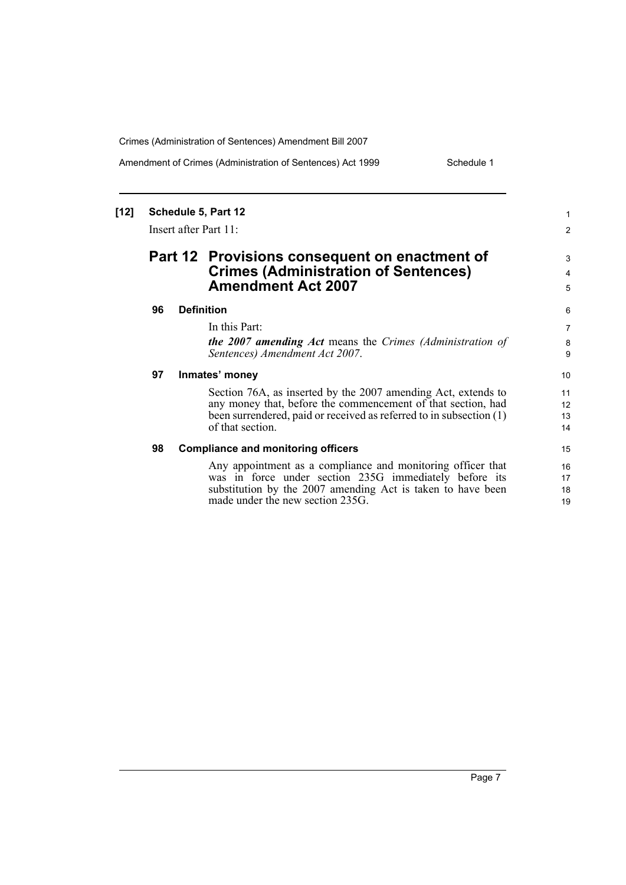**[12] Schedule 5, Part 12**

Insert after Part 11:

## Part 12 Provisions consequent on enactment of Crimes (Administration of Sentences) Amendment Act 2007

### 96 Definition

In this Part:

***the 2007 amending Act*** means the *Crimes (Administration of Sentences) Amendment Act 2007*.

### 97 Inmates' money

Section 76A, as inserted by the 2007 amending Act, extends to any money that, before the commencement of that section, had been surrendered, paid or received as referred to in subsection (1) of that section.

### 98 Compliance and monitoring officers

Any appointment as a compliance and monitoring officer that was in force under section 235G immediately before its substitution by the 2007 amending Act is taken to have been made under the new section 235G.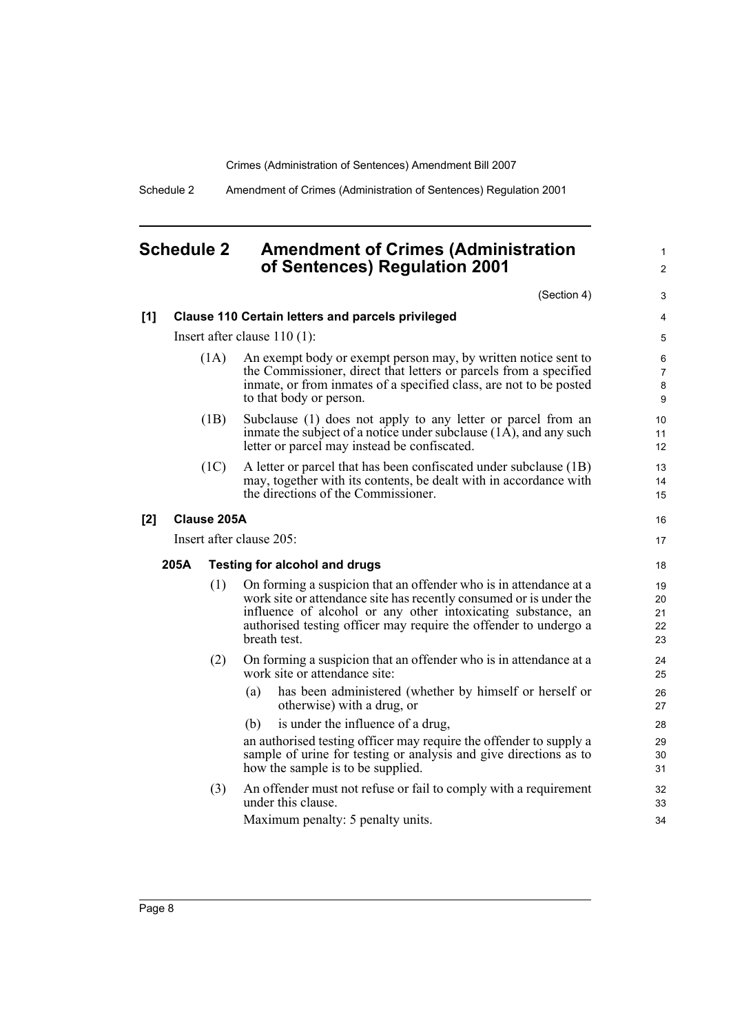## Schedule 2 Amendment of Crimes (Administration of Sentences) Regulation 2001

(Section 4)

**[1] Clause 110 Certain letters and parcels privileged**

Insert after clause 110 (1):

(1A) An exempt body or exempt person may, by written notice sent to the Commissioner, direct that letters or parcels from a specified inmate, or from inmates of a specified class, are not to be posted to that body or person.

(1B) Subclause (1) does not apply to any letter or parcel from an inmate the subject of a notice under subclause (1A), and any such letter or parcel may instead be confiscated.

(1C) A letter or parcel that has been confiscated under subclause (1B) may, together with its contents, be dealt with in accordance with the directions of the Commissioner.

**[2] Clause 205A**

Insert after clause 205:

**205A Testing for alcohol and drugs**

(1) On forming a suspicion that an offender who is in attendance at a work site or attendance site has recently consumed or is under the influence of alcohol or any other intoxicating substance, an authorised testing officer may require the offender to undergo a breath test.

(2) On forming a suspicion that an offender who is in attendance at a work site or attendance site:

(a) has been administered (whether by himself or herself or otherwise) with a drug, or

(b) is under the influence of a drug,

an authorised testing officer may require the offender to supply a sample of urine for testing or analysis and give directions as to how the sample is to be supplied.

(3) An offender must not refuse or fail to comply with a requirement under this clause.

Maximum penalty: 5 penalty units.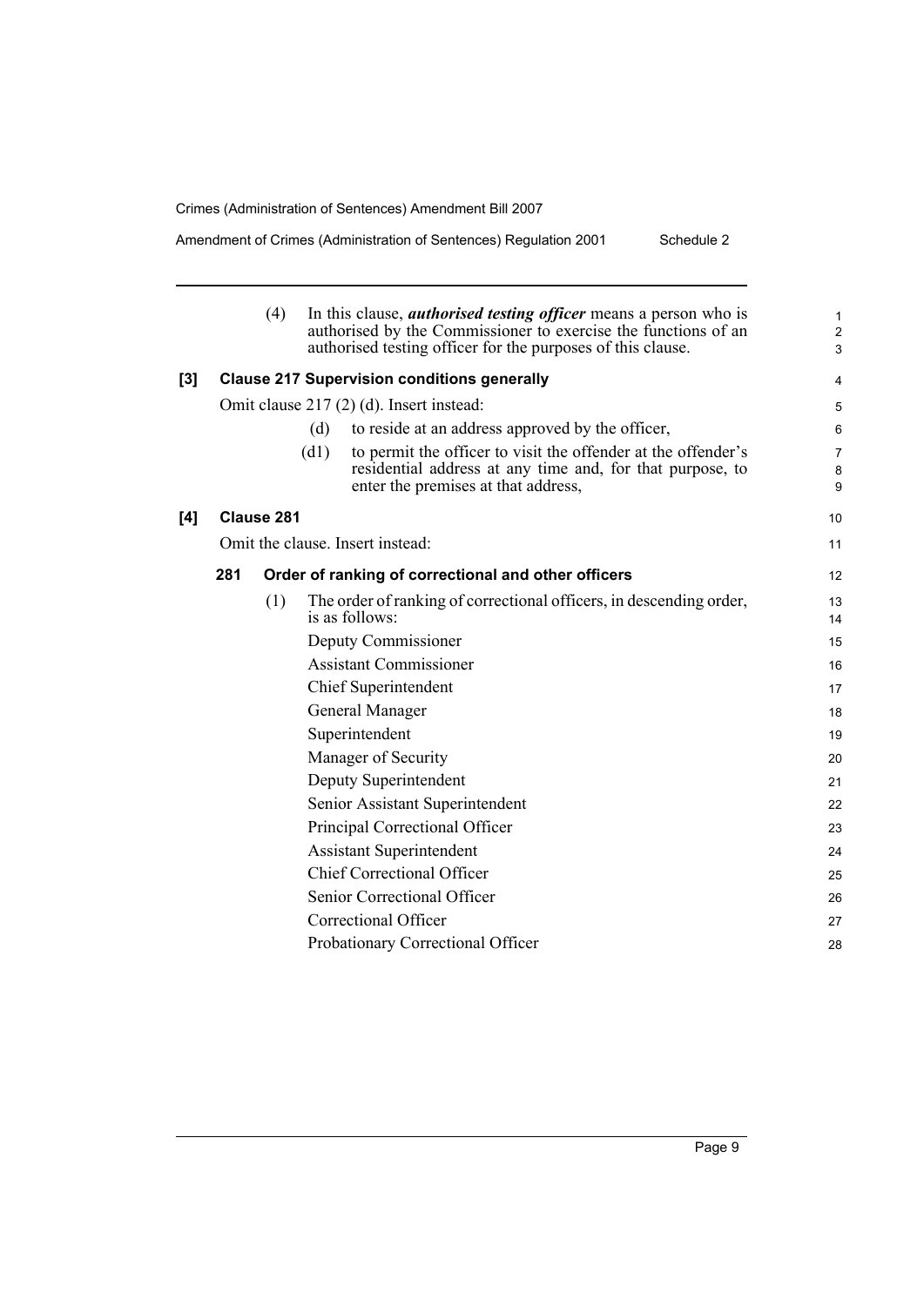(4) In this clause, ***authorised testing officer*** means a person who is authorised by the Commissioner to exercise the functions of an authorised testing officer for the purposes of this clause.

**[3] Clause 217 Supervision conditions generally**

Omit clause 217 (2) (d). Insert instead:

(d) to reside at an address approved by the officer,

(d1) to permit the officer to visit the offender at the offender's residential address at any time and, for that purpose, to enter the premises at that address,

**[4] Clause 281**

Omit the clause. Insert instead:

**281 Order of ranking of correctional and other officers**

(1) The order of ranking of correctional officers, in descending order, is as follows:

Deputy Commissioner

Assistant Commissioner

Chief Superintendent

General Manager

Superintendent

Manager of Security

Deputy Superintendent

Senior Assistant Superintendent

Principal Correctional Officer

Assistant Superintendent

Chief Correctional Officer

Senior Correctional Officer

Correctional Officer

Probationary Correctional Officer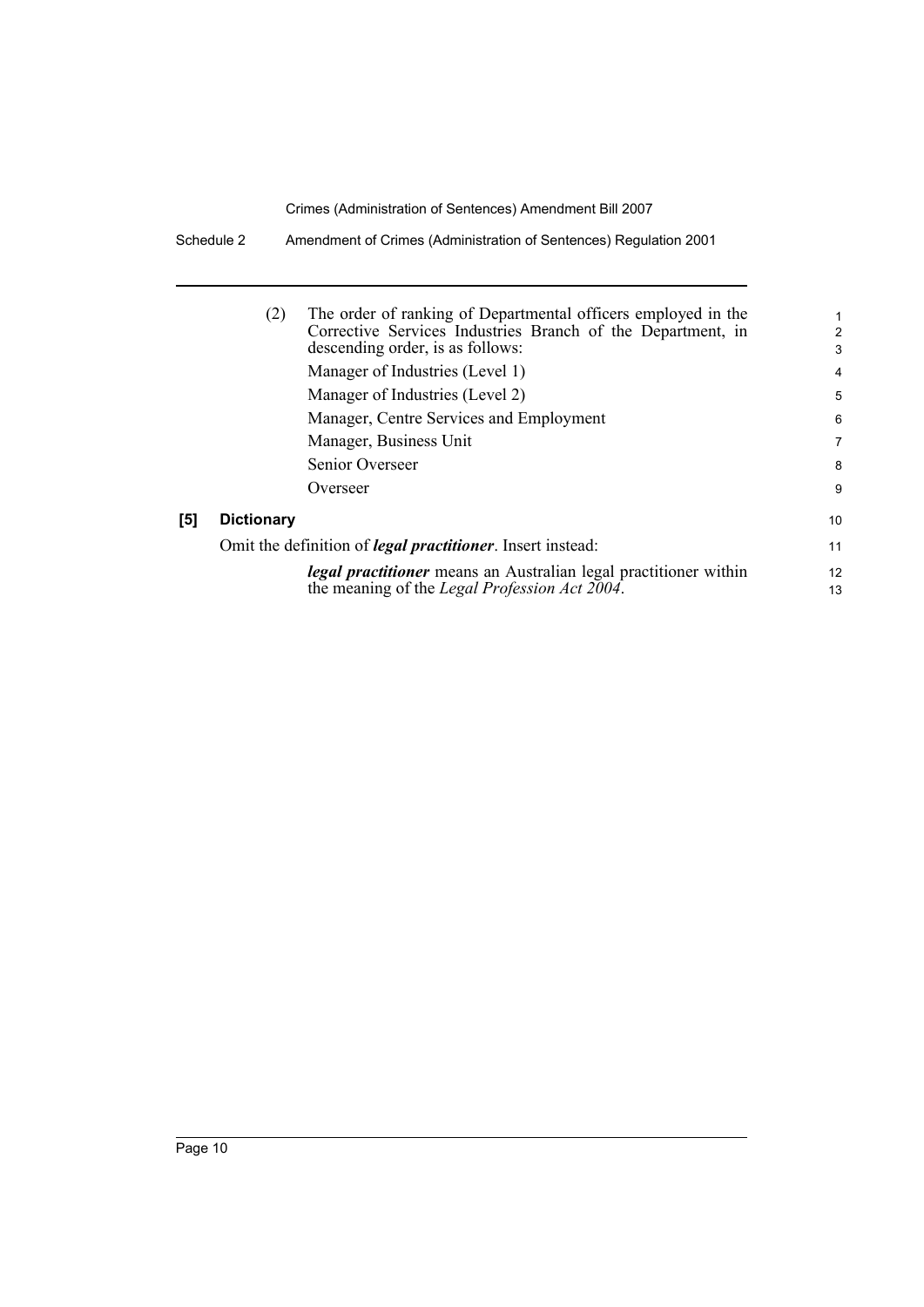(2) The order of ranking of Departmental officers employed in the Corrective Services Industries Branch of the Department, in descending order, is as follows:

Manager of Industries (Level 1)

Manager of Industries (Level 2)

Manager, Centre Services and Employment

Manager, Business Unit

Senior Overseer

Overseer

**[5] Dictionary**

Omit the definition of ***legal practitioner***. Insert instead:

***legal practitioner*** means an Australian legal practitioner within the meaning of the *Legal Profession Act 2004*.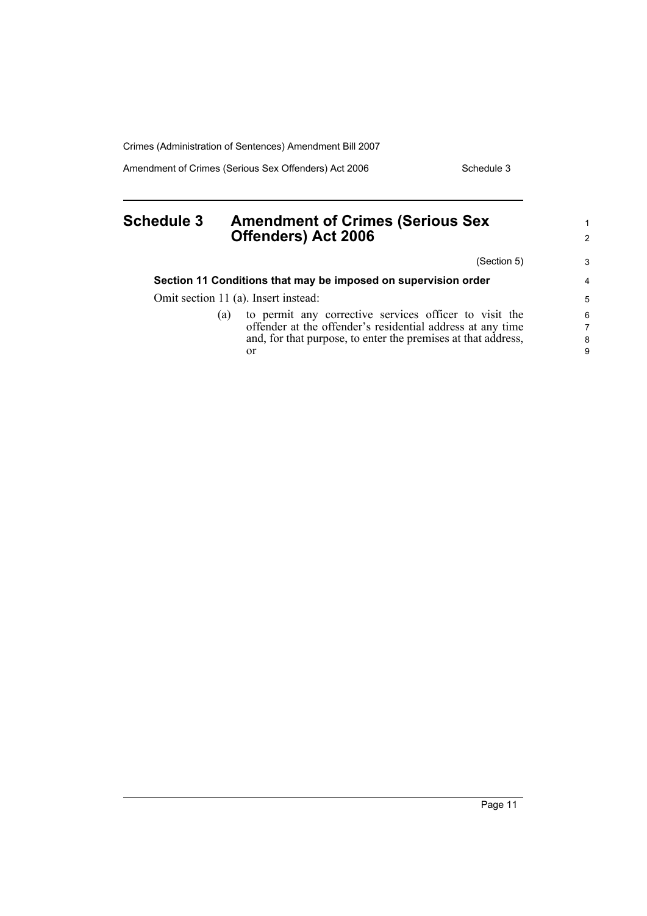# Schedule 3 Amendment of Crimes (Serious Sex Offenders) Act 2006

(Section 5)

### Section 11 Conditions that may be imposed on supervision order

Omit section 11 (a). Insert instead:

(a) to permit any corrective services officer to visit the offender at the offender's residential address at any time and, for that purpose, to enter the premises at that address, or